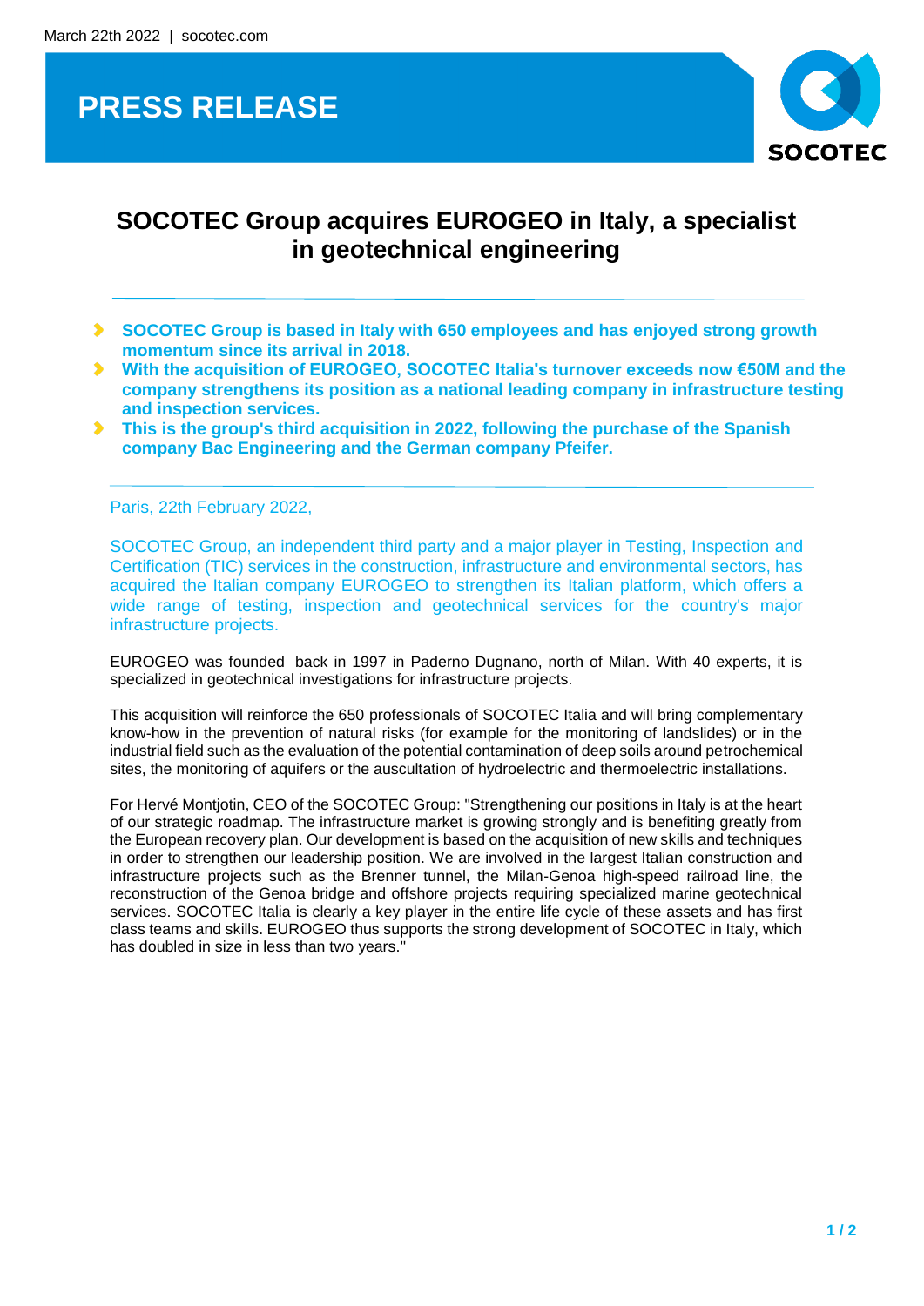March 22th 2022 | socotec.com

# PRESS RELEASE

SOCOTEC

## SOCOTEC Group acquires EUROGEO in Italy, a specialist in geotechnical engineering

- **SOCOTEC Group is based in Italy with 650 employees and has enjoyed strong growth momentum since its arrival in 2018.**
- **With the acquisition of EUROGEO, SOCOTEC Italia's turnover exceeds now €50M and the company strengthens its position as a national leading company in infrastructure testing and inspection services.**
- **This is the group's third acquisition in 2022, following the purchase of the Spanish company Bac Engineering and the German company Pfeifer.**

Paris, 22th February 2022,

SOCOTEC Group, an independent third party and a major player in Testing, Inspection and Certification (TIC) services in the construction, infrastructure and environmental sectors, has acquired the Italian company EUROGEO to strengthen its Italian platform, which offers a wide range of testing, inspection and geotechnical services for the country's major infrastructure projects.

EUROGEO was founded back in 1997 in Paderno Dugnano, north of Milan. With 40 experts, it is specialized in geotechnical investigations for infrastructure projects.

This acquisition will reinforce the 650 professionals of SOCOTEC Italia and will bring complementary know-how in the prevention of natural risks (for example for the monitoring of landslides) or in the industrial field such as the evaluation of the potential contamination of deep soils around petrochemical sites, the monitoring of aquifers or the auscultation of hydroelectric and thermoelectric installations.

For Hervé Montjotin, CEO of the SOCOTEC Group: "Strengthening our positions in Italy is at the heart of our strategic roadmap. The infrastructure market is growing strongly and is benefiting greatly from the European recovery plan. Our development is based on the acquisition of new skills and techniques in order to strengthen our leadership position. We are involved in the largest Italian construction and infrastructure projects such as the Brenner tunnel, the Milan-Genoa high-speed railroad line, the reconstruction of the Genoa bridge and offshore projects requiring specialized marine geotechnical services. SOCOTEC Italia is clearly a key player in the entire life cycle of these assets and has first class teams and skills. EUROGEO thus supports the strong development of SOCOTEC in Italy, which has doubled in size in less than two years."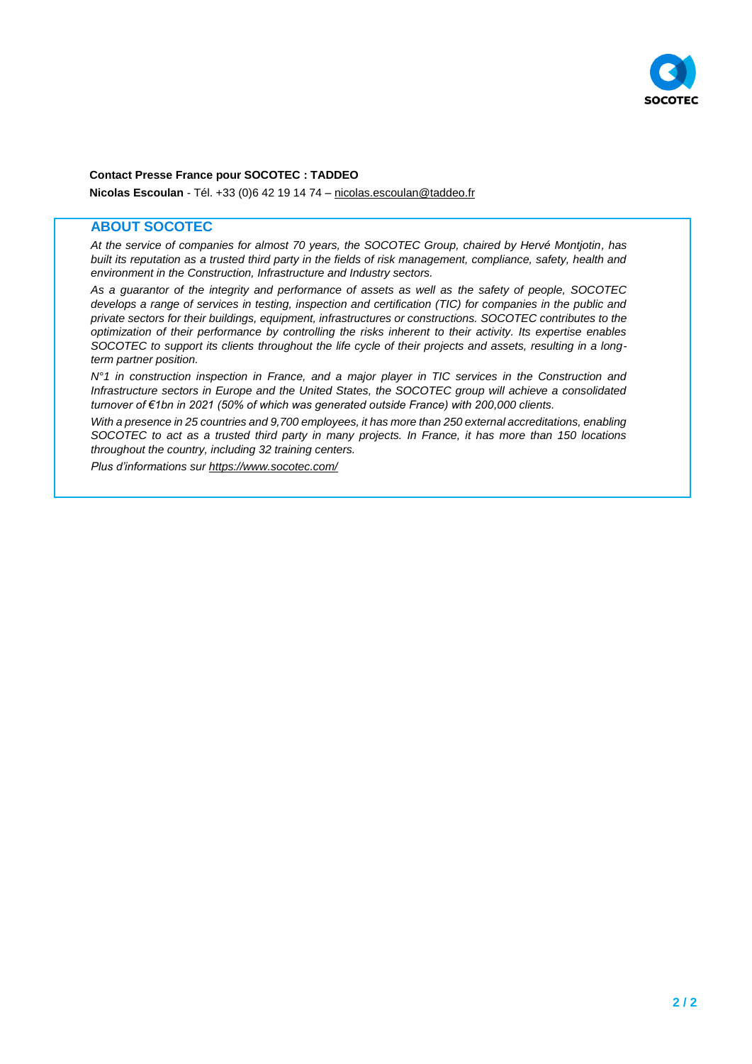**Contact Presse France pour SOCOTEC : TADDEO**

**Nicolas Escoulan** - Tél. +33 (0)6 42 19 14 74 – nicolas.escoulan@taddeo.fr

## ABOUT SOCOTEC

*At the service of companies for almost 70 years, the SOCOTEC Group, chaired by Hervé Montjotin, has built its reputation as a trusted third party in the fields of risk management, compliance, safety, health and environment in the Construction, Infrastructure and Industry sectors.*

*As a guarantor of the integrity and performance of assets as well as the safety of people, SOCOTEC develops a range of services in testing, inspection and certification (TIC) for companies in the public and private sectors for their buildings, equipment, infrastructures or constructions. SOCOTEC contributes to the optimization of their performance by controlling the risks inherent to their activity. Its expertise enables SOCOTEC to support its clients throughout the life cycle of their projects and assets, resulting in a long-term partner position.*

*N°1 in construction inspection in France, and a major player in TIC services in the Construction and Infrastructure sectors in Europe and the United States, the SOCOTEC group will achieve a consolidated turnover of €1bn in 2021 (50% of which was generated outside France) with 200,000 clients.*

*With a presence in 25 countries and 9,700 employees, it has more than 250 external accreditations, enabling SOCOTEC to act as a trusted third party in many projects. In France, it has more than 150 locations throughout the country, including 32 training centers.*

*Plus d'informations sur https://www.socotec.com/*